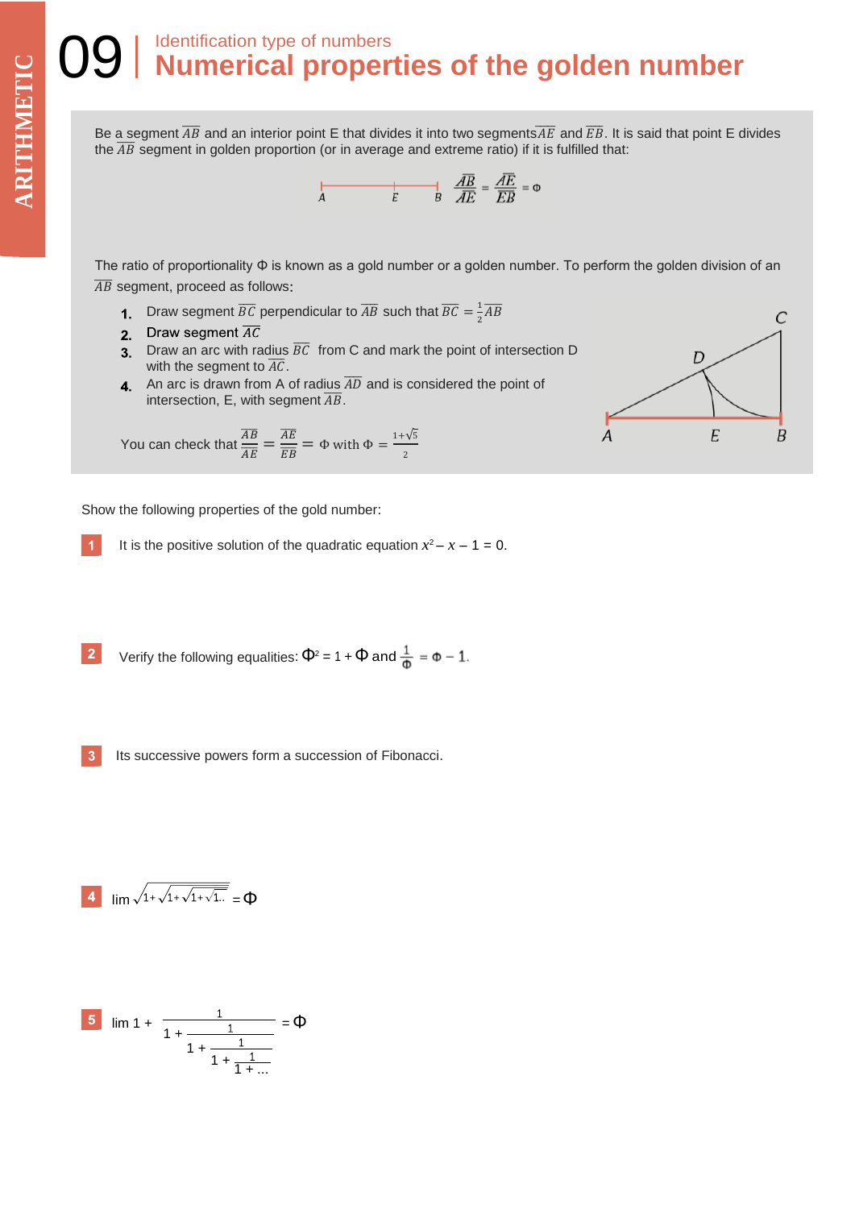# 09 Identification type of numbers

## Numerical properties of the golden number

Be a segment $\overline{AB}$ and an interior point E that divides it into two segments $\overline{AE}$ and $\overline{EB}$. It is said that point E divides the $\overline{AB}$ segment in golden proportion (or in average and extreme ratio) if it is fulfilled that:

$$\frac{\overline{AB}}{\overline{AE}} = \frac{\overline{AE}}{\overline{EB}} = \Phi$$

The ratio of proportionality $\Phi$ is known as a gold number or a golden number. To perform the golden division of an $\overline{AB}$ segment, proceed as follows:

1. Draw segment $\overline{BC}$ perpendicular to $\overline{AB}$ such that $\overline{BC} = \frac{1}{2}\overline{AB}$
2. Draw segment $\overline{AC}$
3. Draw an arc with radius $\overline{BC}$ from C and mark the point of intersection D with the segment to $\overline{AC}$.
4. An arc is drawn from A of radius $\overline{AD}$ and is considered the point of intersection, E, with segment $\overline{AB}$.

You can check that $\frac{\overline{AB}}{\overline{AE}} = \frac{\overline{AE}}{\overline{EB}} = \Phi$ with $\Phi = \frac{1+\sqrt{5}}{2}$

Show the following properties of the gold number:

**1** It is the positive solution of the quadratic equation $x^2 - x - 1 = 0$.

**2** Verify the following equalities: $\Phi^2 = 1 + \Phi$ and $\frac{1}{\Phi} = \Phi - 1$.

**3** Its successive powers form a succession of Fibonacci.

**4** $\lim \sqrt{1+\sqrt{1+\sqrt{1+\sqrt{1..}}}} = \Phi$

**5** $\lim 1 + \cfrac{1}{1+\cfrac{1}{1+\cfrac{1}{1+\cfrac{1}{1+\ldots}}}} = \Phi$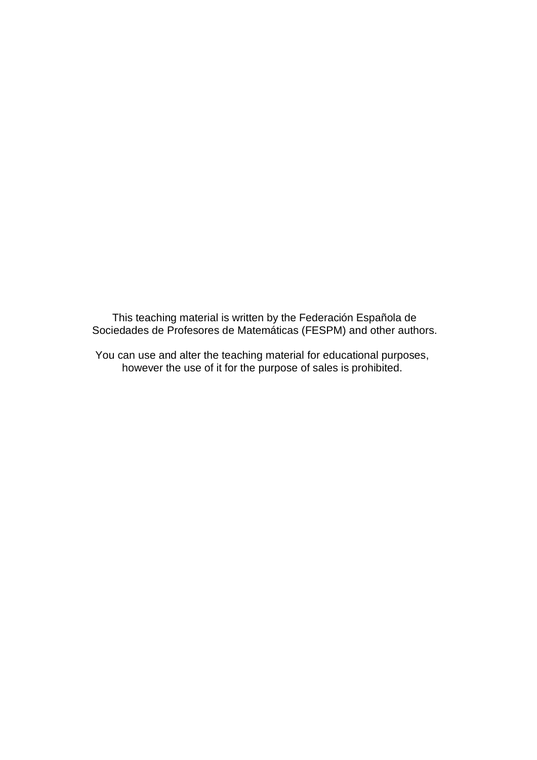This teaching material is written by the Federación Española de Sociedades de Profesores de Matemáticas (FESPM) and other authors.

You can use and alter the teaching material for educational purposes, however the use of it for the purpose of sales is prohibited.